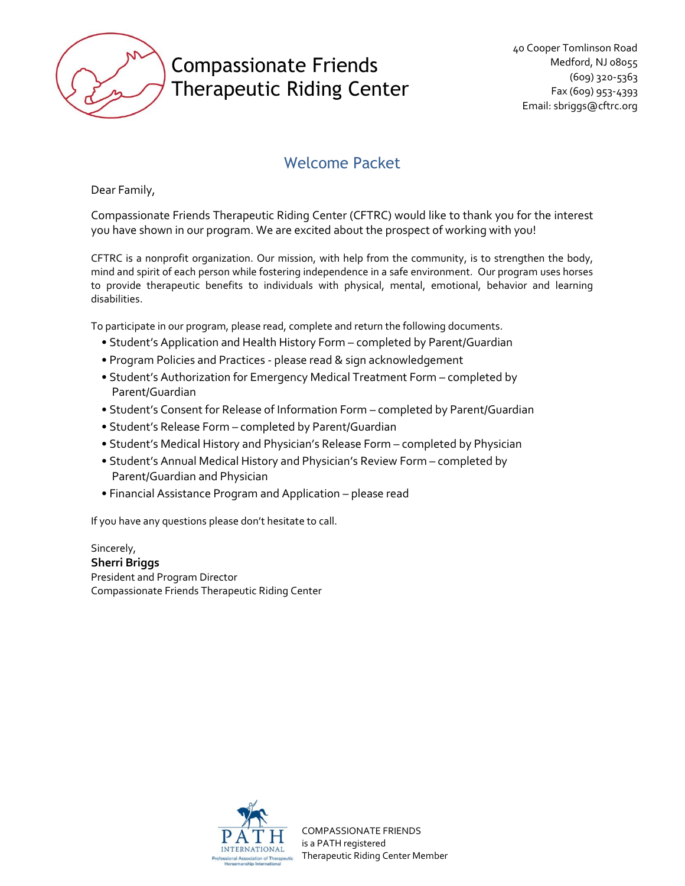# Compassionate Friends Therapeutic Riding Center

40 Cooper Tomlinson Road
Medford, NJ 08055
(609) 320-5363
Fax (609) 953-4393
Email: sbriggs@cftrc.org

## Welcome Packet

Dear Family,

Compassionate Friends Therapeutic Riding Center (CFTRC) would like to thank you for the interest you have shown in our program. We are excited about the prospect of working with you!

CFTRC is a nonprofit organization. Our mission, with help from the community, is to strengthen the body, mind and spirit of each person while fostering independence in a safe environment. Our program uses horses to provide therapeutic benefits to individuals with physical, mental, emotional, behavior and learning disabilities.

To participate in our program, please read, complete and return the following documents.

- Student's Application and Health History Form – completed by Parent/Guardian
- Program Policies and Practices - please read & sign acknowledgement
- Student's Authorization for Emergency Medical Treatment Form – completed by Parent/Guardian
- Student's Consent for Release of Information Form – completed by Parent/Guardian
- Student's Release Form – completed by Parent/Guardian
- Student's Medical History and Physician's Release Form – completed by Physician
- Student's Annual Medical History and Physician's Review Form – completed by Parent/Guardian and Physician
- Financial Assistance Program and Application – please read

If you have any questions please don't hesitate to call.

Sincerely,
**Sherri Briggs**
President and Program Director
Compassionate Friends Therapeutic Riding Center

PATH INTERNATIONAL
Professional Association of Therapeutic Horsemanship International

COMPASSIONATE FRIENDS
is a PATH registered
Therapeutic Riding Center Member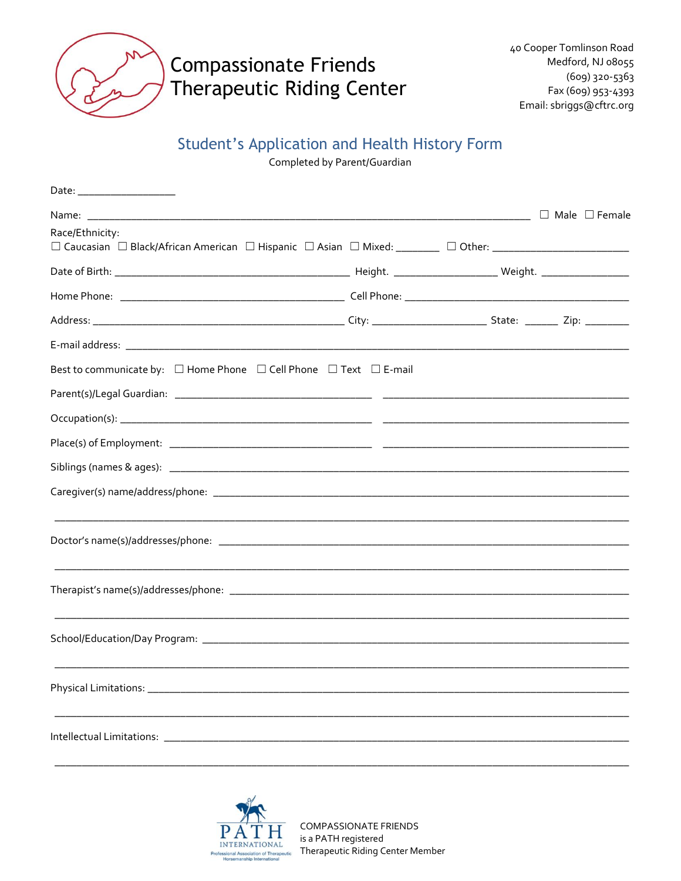# Compassionate Friends Therapeutic Riding Center

40 Cooper Tomlinson Road
Medford, NJ 08055
(609) 320-5363
Fax (609) 953-4393
Email: sbriggs@cftrc.org

## Student's Application and Health History Form

Completed by Parent/Guardian

Date: _________________

Name: ______________________________________________________________________________ ☐ Male ☐ Female

Race/Ethnicity:
☐ Caucasian ☐ Black/African American ☐ Hispanic ☐ Asian ☐ Mixed: ________ ☐ Other: ________________________

Date of Birth: __________________________________________ Height. __________________ Weight. ________________

Home Phone: ________________________________________ Cell Phone: ________________________________________

Address: ____________________________________________ City: ____________________ State: ______ Zip: ________

E-mail address: ______________________________________________________________________________________

Best to communicate by: ☐ Home Phone ☐ Cell Phone ☐ Text ☐ E-mail

Parent(s)/Legal Guardian: __________________________________ ___________________________________________

Occupation(s): _____________________________________________ ___________________________________________

Place(s) of Employment: ____________________________________ ___________________________________________

Siblings (names & ages): _____________________________________________________________________________

Caregiver(s) name/address/phone: ______________________________________________________________________

_____________________________________________________________________________________________________

Doctor's name(s)/addresses/phone: _____________________________________________________________________

_____________________________________________________________________________________________________

Therapist's name(s)/addresses/phone: ___________________________________________________________________

_____________________________________________________________________________________________________

School/Education/Day Program: _________________________________________________________________________

_____________________________________________________________________________________________________

Physical Limitations: _________________________________________________________________________________

_____________________________________________________________________________________________________

Intellectual Limitations: _______________________________________________________________________________

_____________________________________________________________________________________________________

PATH INTERNATIONAL
Professional Association of Therapeutic Horsemanship International

COMPASSIONATE FRIENDS
is a PATH registered
Therapeutic Riding Center Member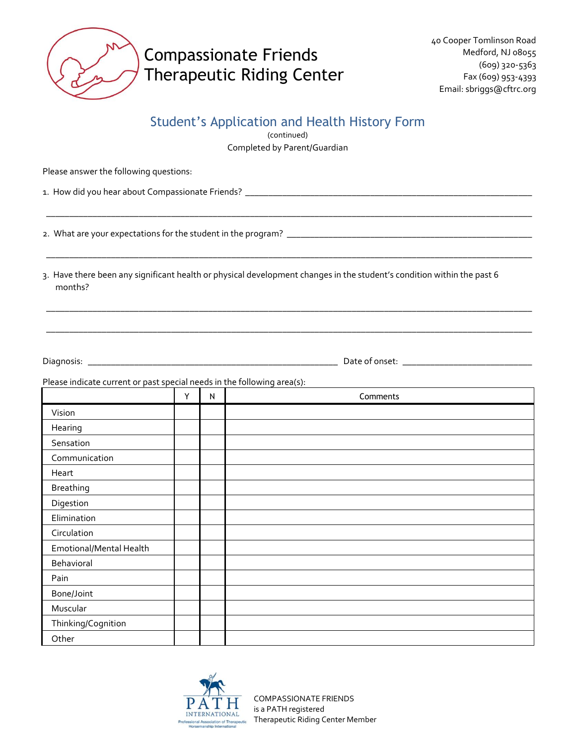# Compassionate Friends Therapeutic Riding Center

40 Cooper Tomlinson Road
Medford, NJ 08055
(609) 320-5363
Fax (609) 953-4393
Email: sbriggs@cftrc.org

## Student's Application and Health History Form

(continued)

Completed by Parent/Guardian

Please answer the following questions:

1. How did you hear about Compassionate Friends? ______________________________________________

_____________________________________________________________________________

2. What are your expectations for the student in the program? ______________________________________

_____________________________________________________________________________

3. Have there been any significant health or physical development changes in the student's condition within the past 6 months?

_____________________________________________________________________________

_____________________________________________________________________________

Diagnosis: ________________________________________ Date of onset: ______________________

Please indicate current or past special needs in the following area(s):

| | Y | N | Comments |
|---|---|---|---|
| Vision | | | |
| Hearing | | | |
| Sensation | | | |
| Communication | | | |
| Heart | | | |
| Breathing | | | |
| Digestion | | | |
| Elimination | | | |
| Circulation | | | |
| Emotional/Mental Health | | | |
| Behavioral | | | |
| Pain | | | |
| Bone/Joint | | | |
| Muscular | | | |
| Thinking/Cognition | | | |
| Other | | | |

PATH INTERNATIONAL
Professional Association of Therapeutic Horsemanship International

COMPASSIONATE FRIENDS
is a PATH registered
Therapeutic Riding Center Member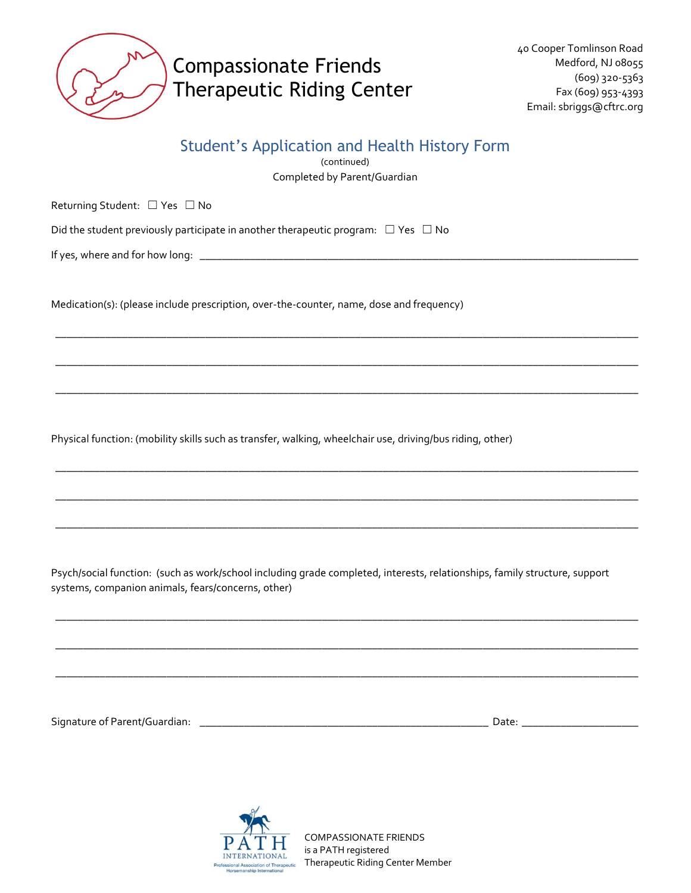# Compassionate Friends Therapeutic Riding Center

40 Cooper Tomlinson Road
Medford, NJ 08055
(609) 320-5363
Fax (609) 953-4393
Email: sbriggs@cftrc.org

## Student's Application and Health History Form

(continued)

Completed by Parent/Guardian

Returning Student: ☐ Yes ☐ No

Did the student previously participate in another therapeutic program: ☐ Yes ☐ No

If yes, where and for how long: ______________________________________________________________________

Medication(s): (please include prescription, over-the-counter, name, dose and frequency)

______________________________________________________________________________________

______________________________________________________________________________________

______________________________________________________________________________________

Physical function: (mobility skills such as transfer, walking, wheelchair use, driving/bus riding, other)

______________________________________________________________________________________

______________________________________________________________________________________

______________________________________________________________________________________

Psych/social function: (such as work/school including grade completed, interests, relationships, family structure, support systems, companion animals, fears/concerns, other)

______________________________________________________________________________________

______________________________________________________________________________________

______________________________________________________________________________________

Signature of Parent/Guardian: ____________________________________________ Date: __________________

COMPASSIONATE FRIENDS
is a PATH registered
Therapeutic Riding Center Member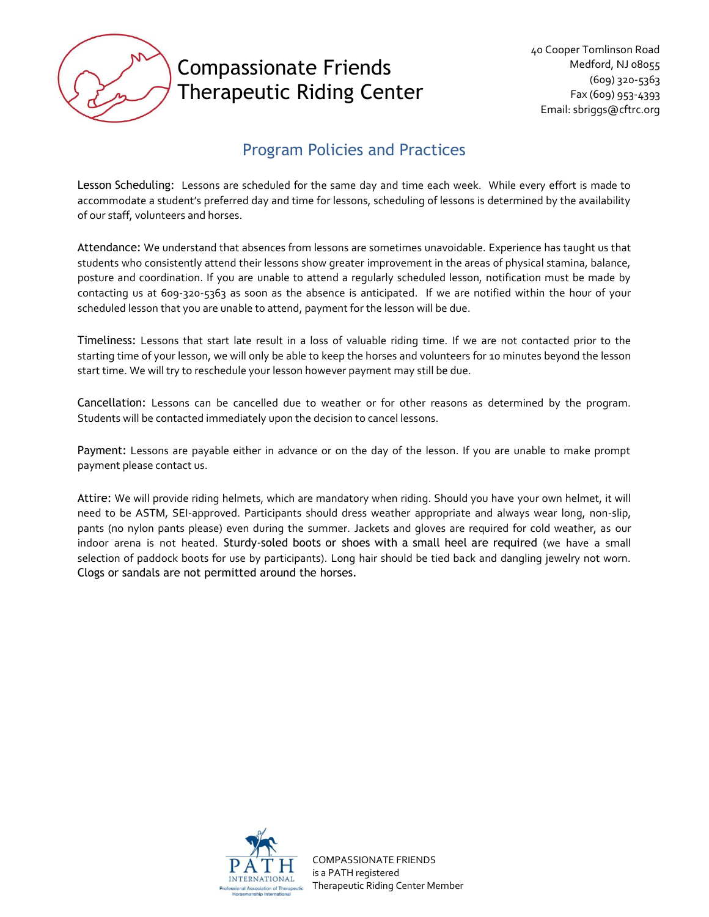Compassionate Friends
Therapeutic Riding Center

40 Cooper Tomlinson Road
Medford, NJ 08055
(609) 320-5363
Fax (609) 953-4393
Email: sbriggs@cftrc.org

## Program Policies and Practices

Lesson Scheduling: Lessons are scheduled for the same day and time each week. While every effort is made to accommodate a student's preferred day and time for lessons, scheduling of lessons is determined by the availability of our staff, volunteers and horses.

Attendance: We understand that absences from lessons are sometimes unavoidable. Experience has taught us that students who consistently attend their lessons show greater improvement in the areas of physical stamina, balance, posture and coordination. If you are unable to attend a regularly scheduled lesson, notification must be made by contacting us at 609-320-5363 as soon as the absence is anticipated. If we are notified within the hour of your scheduled lesson that you are unable to attend, payment for the lesson will be due.

Timeliness: Lessons that start late result in a loss of valuable riding time. If we are not contacted prior to the starting time of your lesson, we will only be able to keep the horses and volunteers for 10 minutes beyond the lesson start time. We will try to reschedule your lesson however payment may still be due.

Cancellation: Lessons can be cancelled due to weather or for other reasons as determined by the program. Students will be contacted immediately upon the decision to cancel lessons.

Payment: Lessons are payable either in advance or on the day of the lesson. If you are unable to make prompt payment please contact us.

Attire: We will provide riding helmets, which are mandatory when riding. Should you have your own helmet, it will need to be ASTM, SEI-approved. Participants should dress weather appropriate and always wear long, non-slip, pants (no nylon pants please) even during the summer. Jackets and gloves are required for cold weather, as our indoor arena is not heated. Sturdy-soled boots or shoes with a small heel are required (we have a small selection of paddock boots for use by participants). Long hair should be tied back and dangling jewelry not worn. Clogs or sandals are not permitted around the horses.

COMPASSIONATE FRIENDS
is a PATH registered
Therapeutic Riding Center Member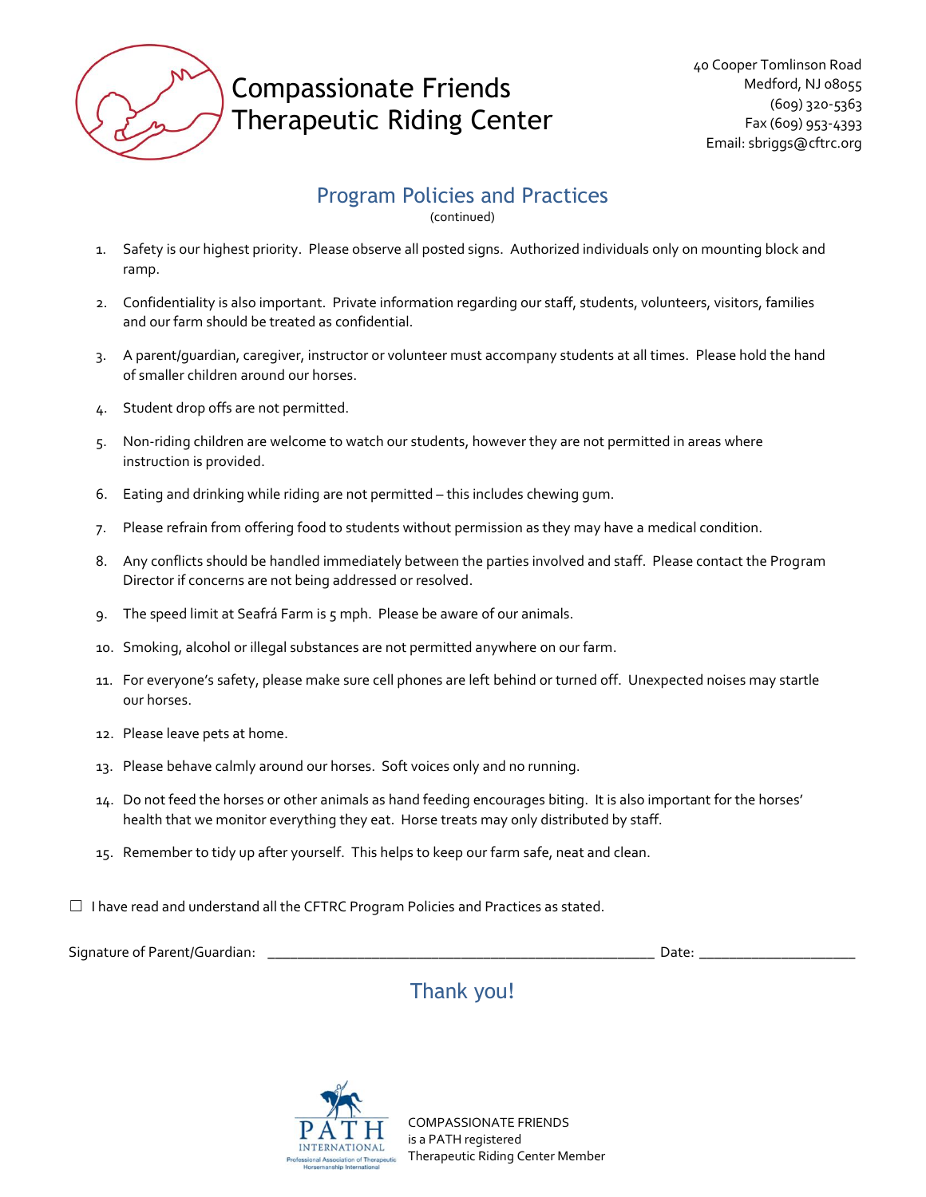# Compassionate Friends Therapeutic Riding Center

40 Cooper Tomlinson Road
Medford, NJ 08055
(609) 320-5363
Fax (609) 953-4393
Email: sbriggs@cftrc.org

## Program Policies and Practices

(continued)

1. Safety is our highest priority. Please observe all posted signs. Authorized individuals only on mounting block and ramp.
2. Confidentiality is also important. Private information regarding our staff, students, volunteers, visitors, families and our farm should be treated as confidential.
3. A parent/guardian, caregiver, instructor or volunteer must accompany students at all times. Please hold the hand of smaller children around our horses.
4. Student drop offs are not permitted.
5. Non-riding children are welcome to watch our students, however they are not permitted in areas where instruction is provided.
6. Eating and drinking while riding are not permitted – this includes chewing gum.
7. Please refrain from offering food to students without permission as they may have a medical condition.
8. Any conflicts should be handled immediately between the parties involved and staff. Please contact the Program Director if concerns are not being addressed or resolved.
9. The speed limit at Seafrá Farm is 5 mph. Please be aware of our animals.
10. Smoking, alcohol or illegal substances are not permitted anywhere on our farm.
11. For everyone's safety, please make sure cell phones are left behind or turned off. Unexpected noises may startle our horses.
12. Please leave pets at home.
13. Please behave calmly around our horses. Soft voices only and no running.
14. Do not feed the horses or other animals as hand feeding encourages biting. It is also important for the horses' health that we monitor everything they eat. Horse treats may only distributed by staff.
15. Remember to tidy up after yourself. This helps to keep our farm safe, neat and clean.

☐ I have read and understand all the CFTRC Program Policies and Practices as stated.

Signature of Parent/Guardian: ____________________________________________ Date: ____________________

## Thank you!

PATH INTERNATIONAL
Professional Association of Therapeutic Horsemanship International

COMPASSIONATE FRIENDS
is a PATH registered
Therapeutic Riding Center Member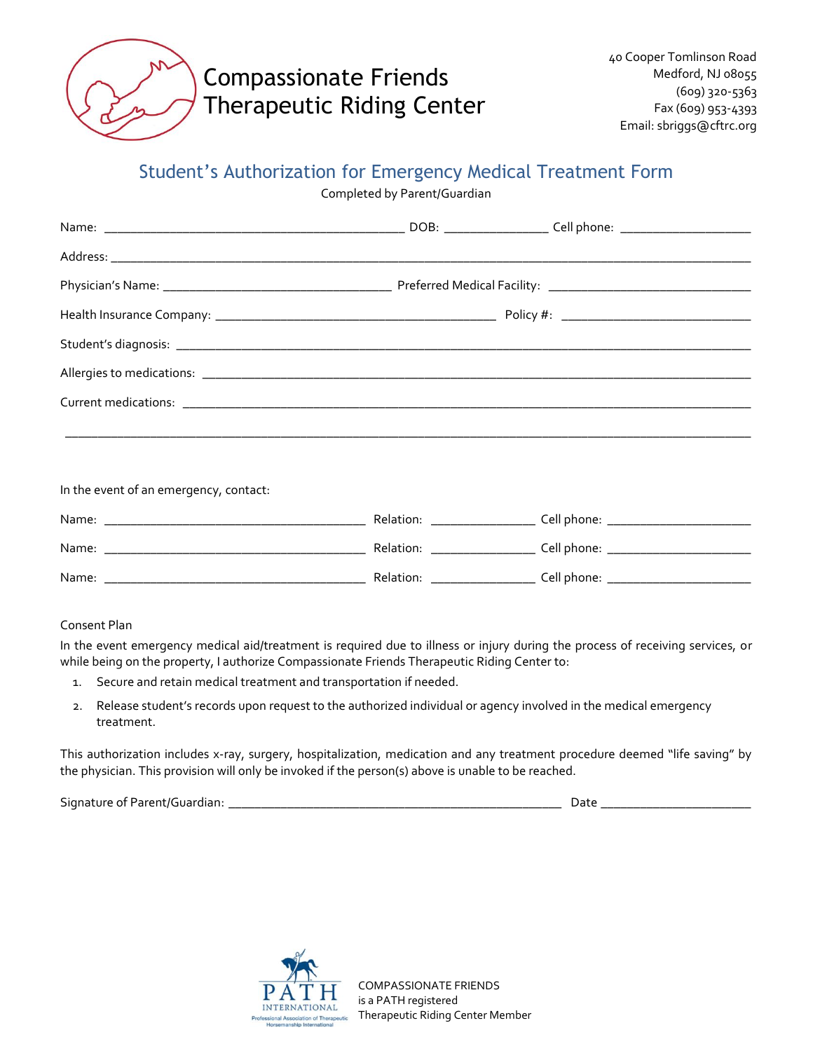# Compassionate Friends Therapeutic Riding Center

40 Cooper Tomlinson Road
Medford, NJ 08055
(609) 320-5363
Fax (609) 953-4393
Email: sbriggs@cftrc.org

## Student's Authorization for Emergency Medical Treatment Form

Completed by Parent/Guardian

Name: ___________________________________________ DOB: _______________ Cell phone: ___________________

Address: ________________________________________________________________________________________

Physician's Name: _________________________________ Preferred Medical Facility: ______________________________

Health Insurance Company: ________________________________________ Policy #: ___________________________

Student's diagnosis: _______________________________________________________________________________

Allergies to medications: ____________________________________________________________________________

Current medications: _______________________________________________________________________________

______________________________________________________________________________________________

In the event of an emergency, contact:

Name: ______________________________________ Relation: _______________ Cell phone: _____________________

Name: ______________________________________ Relation: _______________ Cell phone: _____________________

Name: ______________________________________ Relation: _______________ Cell phone: _____________________

Consent Plan

In the event emergency medical aid/treatment is required due to illness or injury during the process of receiving services, or while being on the property, I authorize Compassionate Friends Therapeutic Riding Center to:

1. Secure and retain medical treatment and transportation if needed.
2. Release student's records upon request to the authorized individual or agency involved in the medical emergency treatment.

This authorization includes x-ray, surgery, hospitalization, medication and any treatment procedure deemed "life saving" by the physician. This provision will only be invoked if the person(s) above is unable to be reached.

Signature of Parent/Guardian: _______________________________________________ Date ______________________

PATH INTERNATIONAL
Professional Association of Therapeutic Horsemanship International

COMPASSIONATE FRIENDS
is a PATH registered
Therapeutic Riding Center Member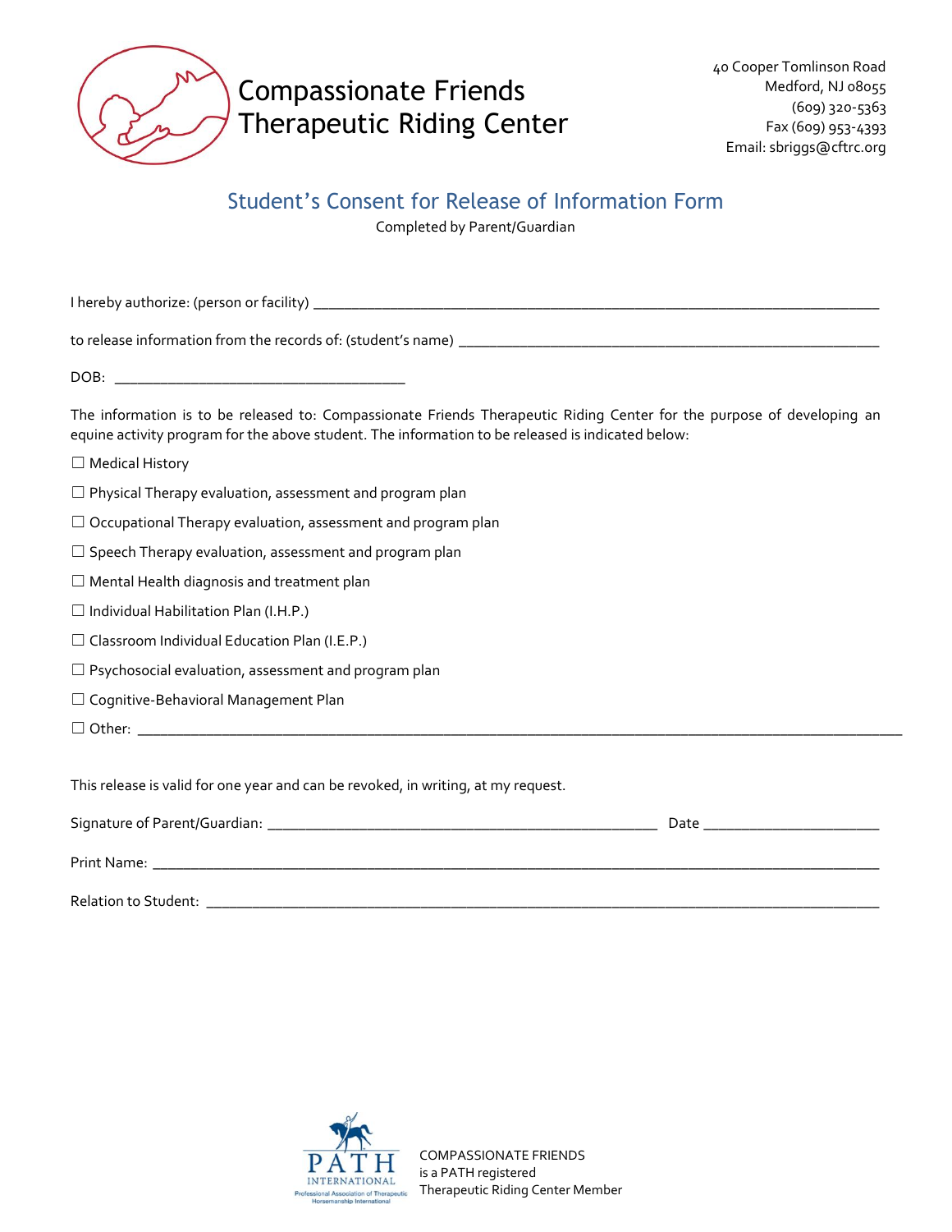# Compassionate Friends Therapeutic Riding Center

40 Cooper Tomlinson Road
Medford, NJ 08055
(609) 320-5363
Fax (609) 953-4393
Email: sbriggs@cftrc.org

## Student's Consent for Release of Information Form

Completed by Parent/Guardian

I hereby authorize: (person or facility) ___________________________________________

to release information from the records of: (student's name) ___________________________________

DOB: ______________________________

The information is to be released to: Compassionate Friends Therapeutic Riding Center for the purpose of developing an equine activity program for the above student. The information to be released is indicated below:

☐ Medical History

☐ Physical Therapy evaluation, assessment and program plan

☐ Occupational Therapy evaluation, assessment and program plan

☐ Speech Therapy evaluation, assessment and program plan

☐ Mental Health diagnosis and treatment plan

☐ Individual Habilitation Plan (I.H.P.)

☐ Classroom Individual Education Plan (I.E.P.)

☐ Psychosocial evaluation, assessment and program plan

☐ Cognitive-Behavioral Management Plan

☐ Other: ___________________________________________________________

This release is valid for one year and can be revoked, in writing, at my request.

Signature of Parent/Guardian: ________________________________ Date ________________

Print Name: ___________________________________________________________

Relation to Student: ___________________________________________________

PATH INTERNATIONAL
Professional Association of Therapeutic Horsemanship International

COMPASSIONATE FRIENDS
is a PATH registered
Therapeutic Riding Center Member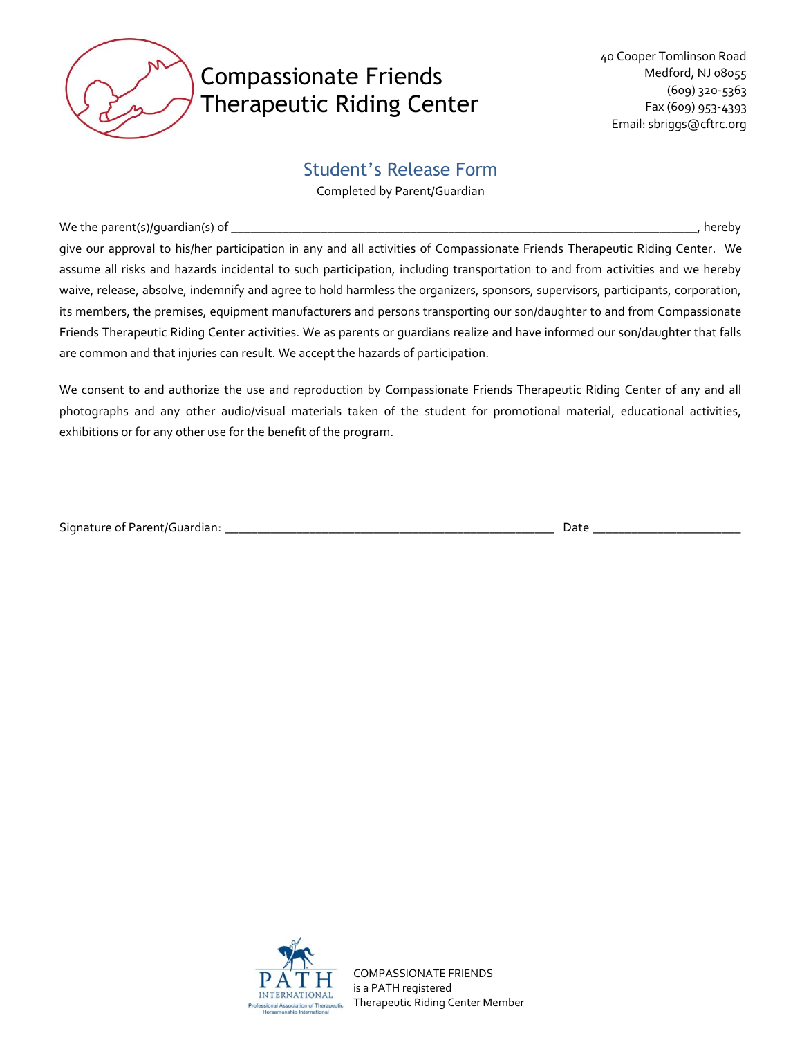# Compassionate Friends Therapeutic Riding Center

40 Cooper Tomlinson Road
Medford, NJ 08055
(609) 320-5363
Fax (609) 953-4393
Email: sbriggs@cftrc.org

## Student's Release Form

Completed by Parent/Guardian

We the parent(s)/guardian(s) of ___________________________________________________________________________, hereby give our approval to his/her participation in any and all activities of Compassionate Friends Therapeutic Riding Center. We assume all risks and hazards incidental to such participation, including transportation to and from activities and we hereby waive, release, absolve, indemnify and agree to hold harmless the organizers, sponsors, supervisors, participants, corporation, its members, the premises, equipment manufacturers and persons transporting our son/daughter to and from Compassionate Friends Therapeutic Riding Center activities. We as parents or guardians realize and have informed our son/daughter that falls are common and that injuries can result. We accept the hazards of participation.

We consent to and authorize the use and reproduction by Compassionate Friends Therapeutic Riding Center of any and all photographs and any other audio/visual materials taken of the student for promotional material, educational activities, exhibitions or for any other use for the benefit of the program.

Signature of Parent/Guardian: ____________________________________________________ Date ______________________

PATH INTERNATIONAL
Professional Association of Therapeutic Horsemanship International

COMPASSIONATE FRIENDS
is a PATH registered
Therapeutic Riding Center Member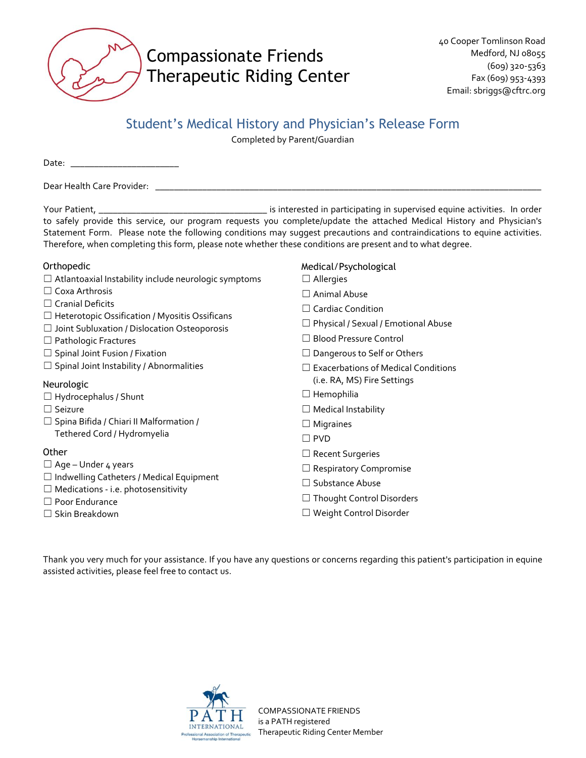Compassionate Friends
Therapeutic Riding Center

40 Cooper Tomlinson Road
Medford, NJ 08055
(609) 320-5363
Fax (609) 953-4393
Email: sbriggs@cftrc.org

## Student's Medical History and Physician's Release Form

Completed by Parent/Guardian

Date: ______________________

Dear Health Care Provider: ______________________________________________________________________________

Your Patient, ___________________________________ is interested in participating in supervised equine activities. In order to safely provide this service, our program requests you complete/update the attached Medical History and Physician's Statement Form. Please note the following conditions may suggest precautions and contraindications to equine activities. Therefore, when completing this form, please note whether these conditions are present and to what degree.

### Orthopedic

- ☐ Atlantoaxial Instability include neurologic symptoms
- ☐ Coxa Arthrosis
- ☐ Cranial Deficits
- ☐ Heterotopic Ossification / Myositis Ossificans
- ☐ Joint Subluxation / Dislocation Osteoporosis
- ☐ Pathologic Fractures
- ☐ Spinal Joint Fusion / Fixation
- ☐ Spinal Joint Instability / Abnormalities

### Neurologic

- ☐ Hydrocephalus / Shunt
- ☐ Seizure
- ☐ Spina Bifida / Chiari II Malformation / Tethered Cord / Hydromyelia

### Other

- ☐ Age – Under 4 years
- ☐ Indwelling Catheters / Medical Equipment
- ☐ Medications - i.e. photosensitivity
- ☐ Poor Endurance
- ☐ Skin Breakdown

### Medical / Psychological

- ☐ Allergies
- ☐ Animal Abuse
- ☐ Cardiac Condition
- ☐ Physical / Sexual / Emotional Abuse
- ☐ Blood Pressure Control
- ☐ Dangerous to Self or Others
- ☐ Exacerbations of Medical Conditions (i.e. RA, MS) Fire Settings
- ☐ Hemophilia
- ☐ Medical Instability
- ☐ Migraines
- ☐ PVD
- ☐ Recent Surgeries
- ☐ Respiratory Compromise
- ☐ Substance Abuse
- ☐ Thought Control Disorders
- ☐ Weight Control Disorder

Thank you very much for your assistance. If you have any questions or concerns regarding this patient's participation in equine assisted activities, please feel free to contact us.

PATH INTERNATIONAL
Professional Association of Therapeutic Horsemanship International

COMPASSIONATE FRIENDS
is a PATH registered
Therapeutic Riding Center Member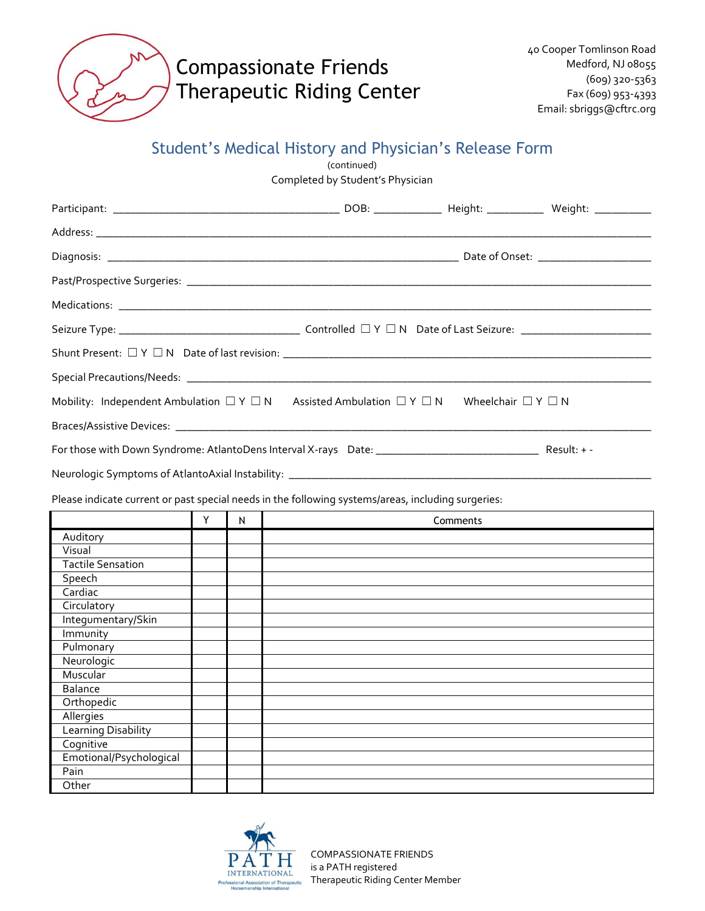Compassionate Friends
Therapeutic Riding Center

40 Cooper Tomlinson Road
Medford, NJ 08055
(609) 320-5363
Fax (609) 953-4393
Email: sbriggs@cftrc.org

## Student's Medical History and Physician's Release Form

(continued)

Completed by Student's Physician

Participant: ______________________________________ DOB: ___________ Height: _________ Weight: _________

Address: ____________________________________________________________________________________________

Diagnosis: ____________________________________________________________ Date of Onset: ___________________

Past/Prospective Surgeries: ________________________________________________________________________________

Medications: ______________________________________________________________________________________________

Seizure Type: ______________________________ Controlled ☐ Y ☐ N Date of Last Seizure: ______________________

Shunt Present: ☐ Y ☐ N Date of last revision: ________________________________________________________________

Special Precautions/Needs: _________________________________________________________________________________

Mobility: Independent Ambulation ☐ Y ☐ N Assisted Ambulation ☐ Y ☐ N Wheelchair ☐ Y ☐ N

Braces/Assistive Devices: __________________________________________________________________________________

For those with Down Syndrome: AtlantoDens Interval X-rays Date: ___________________________ Result: + -

Neurologic Symptoms of AtlantoAxial Instability: _____________________________________________________________

Please indicate current or past special needs in the following systems/areas, including surgeries:

| | Y | N | Comments |
|---|---|---|---|
| Auditory | | | |
| Visual | | | |
| Tactile Sensation | | | |
| Speech | | | |
| Cardiac | | | |
| Circulatory | | | |
| Integumentary/Skin | | | |
| Immunity | | | |
| Pulmonary | | | |
| Neurologic | | | |
| Muscular | | | |
| Balance | | | |
| Orthopedic | | | |
| Allergies | | | |
| Learning Disability | | | |
| Cognitive | | | |
| Emotional/Psychological | | | |
| Pain | | | |
| Other | | | |

PATH INTERNATIONAL
Professional Association of Therapeutic Horsemanship International

COMPASSIONATE FRIENDS
is a PATH registered
Therapeutic Riding Center Member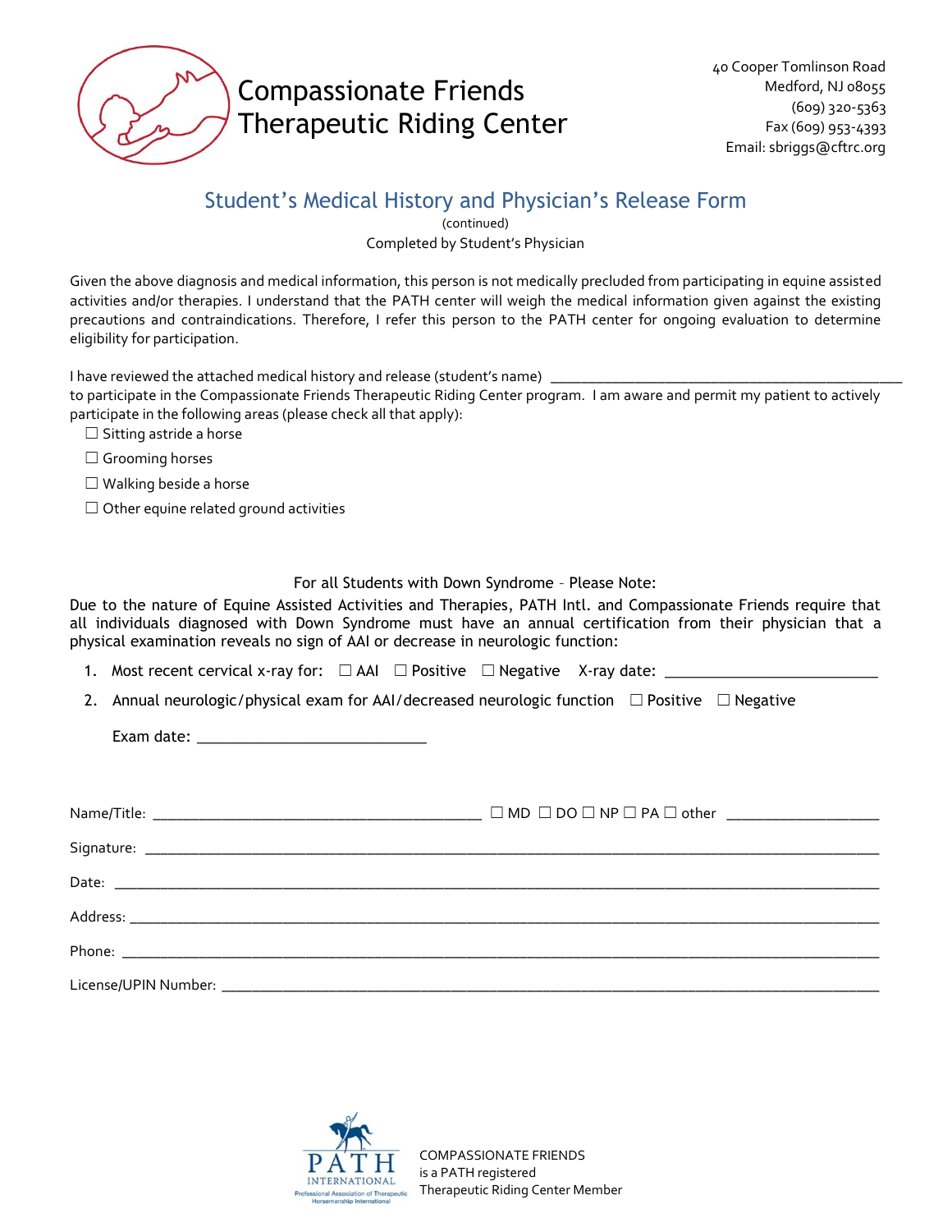# Compassionate Friends Therapeutic Riding Center

40 Cooper Tomlinson Road
Medford, NJ 08055
(609) 320-5363
Fax (609) 953-4393
Email: sbriggs@cftrc.org

## Student's Medical History and Physician's Release Form

(continued)

Completed by Student's Physician

Given the above diagnosis and medical information, this person is not medically precluded from participating in equine assisted activities and/or therapies. I understand that the PATH center will weigh the medical information given against the existing precautions and contraindications. Therefore, I refer this person to the PATH center for ongoing evaluation to determine eligibility for participation.

I have reviewed the attached medical history and release (student's name) ____________________________________________
to participate in the Compassionate Friends Therapeutic Riding Center program. I am aware and permit my patient to actively participate in the following areas (please check all that apply):

☐ Sitting astride a horse

☐ Grooming horses

☐ Walking beside a horse

☐ Other equine related ground activities

For all Students with Down Syndrome - Please Note:

Due to the nature of Equine Assisted Activities and Therapies, PATH Intl. and Compassionate Friends require that all individuals diagnosed with Down Syndrome must have an annual certification from their physician that a physical examination reveals no sign of AAI or decrease in neurologic function:

1. Most recent cervical x-ray for: ☐ AAI ☐ Positive ☐ Negative X-ray date: ________________________
2. Annual neurologic/physical exam for AAI/decreased neurologic function ☐ Positive ☐ Negative

   Exam date: __________________________

Name/Title: ________________________________________ ☐ MD ☐ DO ☐ NP ☐ PA ☐ other __________________

Signature: ________________________________________________________________________________

Date: ____________________________________________________________________________________

Address: __________________________________________________________________________________

Phone: ___________________________________________________________________________________

License/UPIN Number: _______________________________________________________________________

PATH INTERNATIONAL
Professional Association of Therapeutic Horsemanship International

COMPASSIONATE FRIENDS
is a PATH registered
Therapeutic Riding Center Member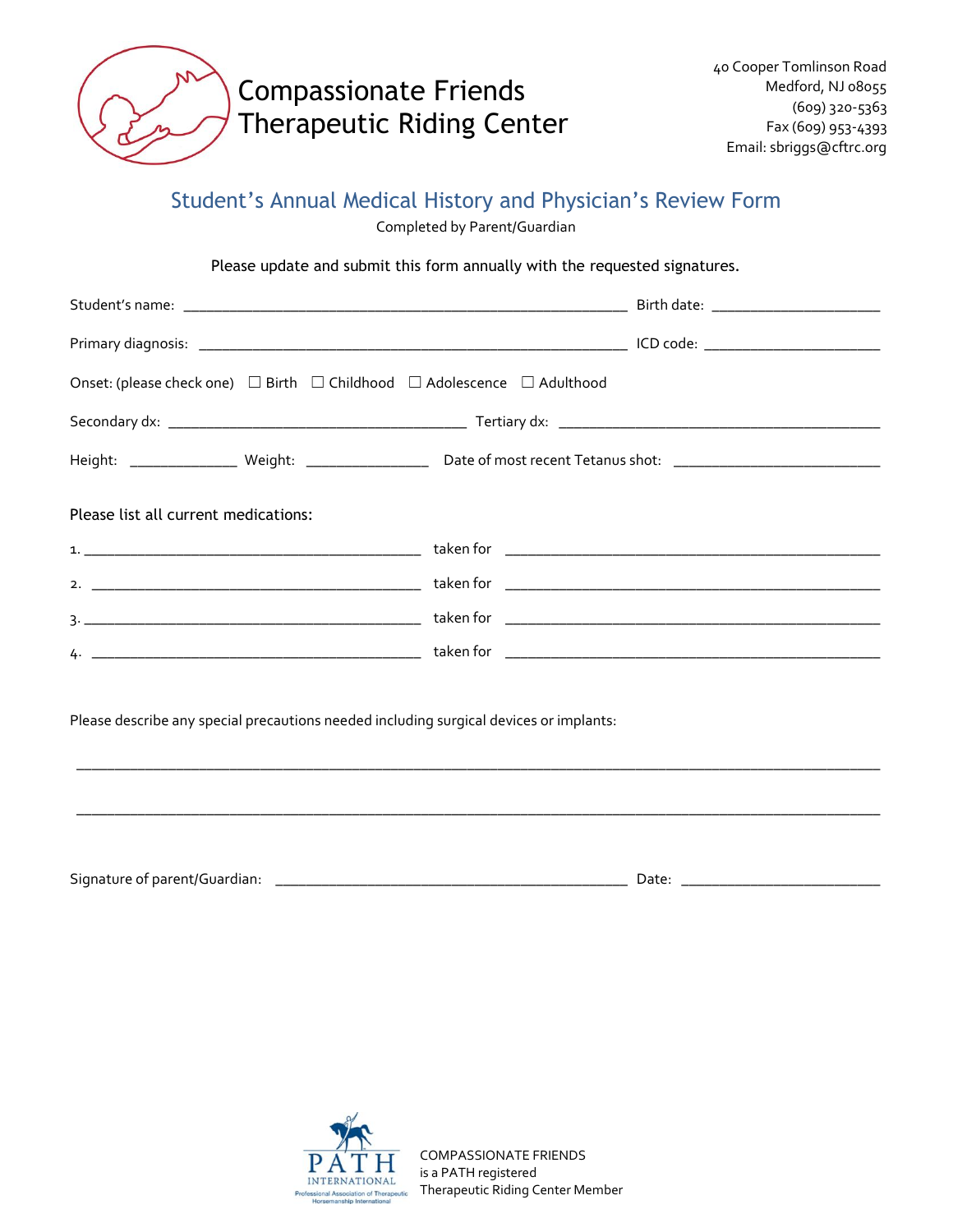Compassionate Friends
Therapeutic Riding Center

40 Cooper Tomlinson Road
Medford, NJ 08055
(609) 320-5363
Fax (609) 953-4393
Email: sbriggs@cftrc.org

## Student's Annual Medical History and Physician's Review Form

Completed by Parent/Guardian

Please update and submit this form annually with the requested signatures.

Student's name: ______________________________________________________ Birth date: _____________________

Primary diagnosis: ____________________________________________________ ICD code: ______________________

Onset: (please check one) ☐ Birth ☐ Childhood ☐ Adolescence ☐ Adulthood

Secondary dx: ____________________________________ Tertiary dx: ________________________________________

Height: _____________ Weight: _______________ Date of most recent Tetanus shot: _________________________

Please list all current medications:

1. __________________________________________ taken for ______________________________________________

2. __________________________________________ taken for ______________________________________________

3. __________________________________________ taken for ______________________________________________

4. __________________________________________ taken for ______________________________________________

Please describe any special precautions needed including surgical devices or implants:

_____________________________________________________________________________________________________

_____________________________________________________________________________________________________

Signature of parent/Guardian: ___________________________________________ Date: _________________________

PATH INTERNATIONAL
Professional Association of Therapeutic Horsemanship International

COMPASSIONATE FRIENDS
is a PATH registered
Therapeutic Riding Center Member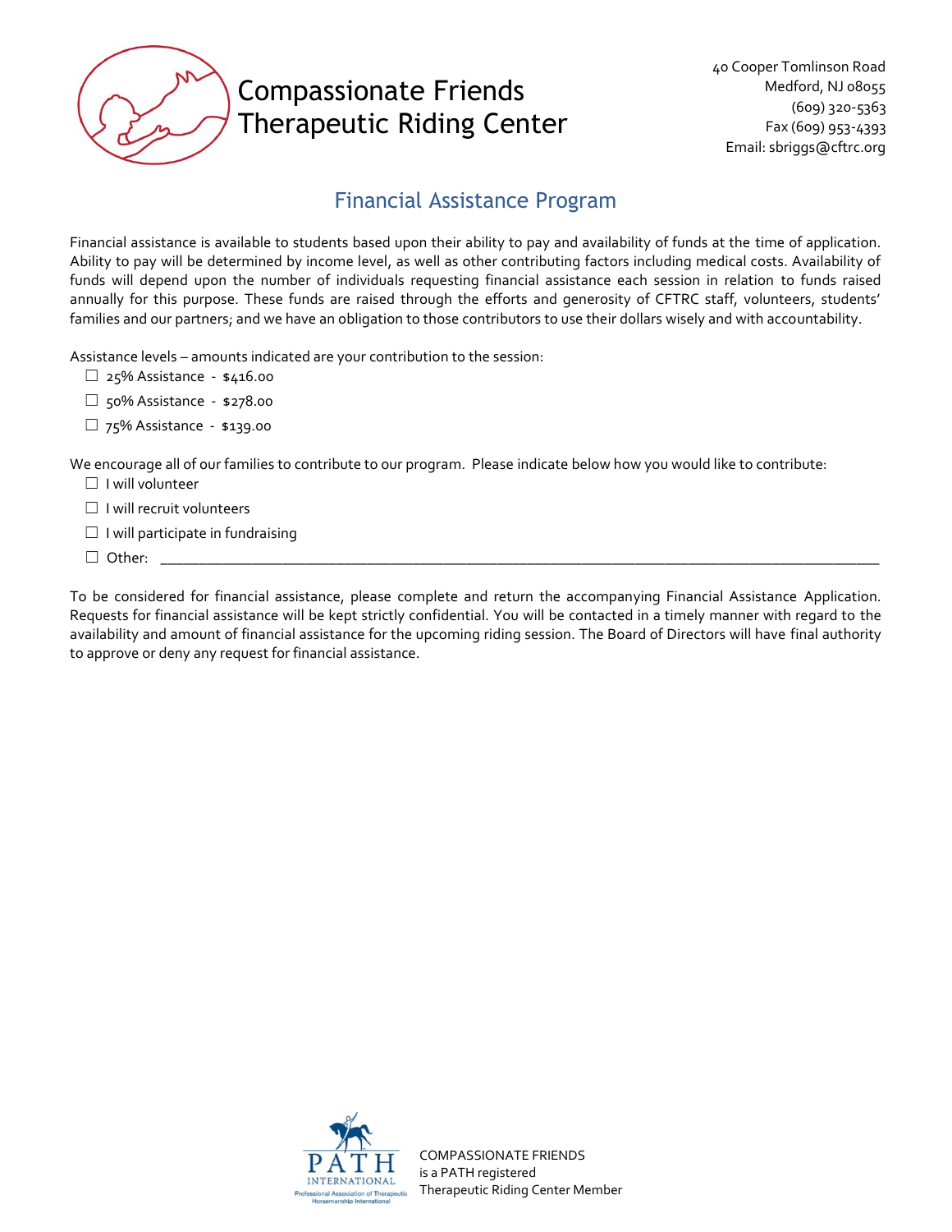# Compassionate Friends Therapeutic Riding Center

40 Cooper Tomlinson Road
Medford, NJ 08055
(609) 320-5363
Fax (609) 953-4393
Email: sbriggs@cftrc.org

## Financial Assistance Program

Financial assistance is available to students based upon their ability to pay and availability of funds at the time of application. Ability to pay will be determined by income level, as well as other contributing factors including medical costs. Availability of funds will depend upon the number of individuals requesting financial assistance each session in relation to funds raised annually for this purpose. These funds are raised through the efforts and generosity of CFTRC staff, volunteers, students' families and our partners; and we have an obligation to those contributors to use their dollars wisely and with accountability.

Assistance levels – amounts indicated are your contribution to the session:

- ☐ 25% Assistance - $416.00
- ☐ 50% Assistance - $278.00
- ☐ 75% Assistance - $139.00

We encourage all of our families to contribute to our program. Please indicate below how you would like to contribute:

- ☐ I will volunteer
- ☐ I will recruit volunteers
- ☐ I will participate in fundraising
- ☐ Other: ______________________________________________________________________________

To be considered for financial assistance, please complete and return the accompanying Financial Assistance Application. Requests for financial assistance will be kept strictly confidential. You will be contacted in a timely manner with regard to the availability and amount of financial assistance for the upcoming riding session. The Board of Directors will have final authority to approve or deny any request for financial assistance.

PATH INTERNATIONAL
Professional Association of Therapeutic Horsemanship International

COMPASSIONATE FRIENDS
is a PATH registered
Therapeutic Riding Center Member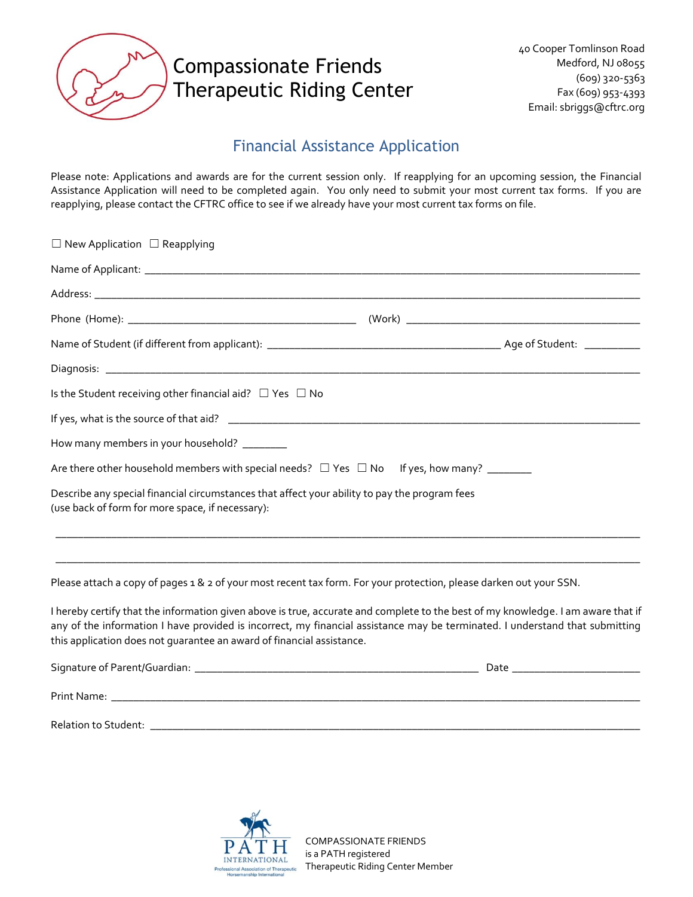# Compassionate Friends Therapeutic Riding Center

40 Cooper Tomlinson Road
Medford, NJ 08055
(609) 320-5363
Fax (609) 953-4393
Email: sbriggs@cftrc.org

## Financial Assistance Application

Please note: Applications and awards are for the current session only. If reapplying for an upcoming session, the Financial Assistance Application will need to be completed again. You only need to submit your most current tax forms. If you are reapplying, please contact the CFTRC office to see if we already have your most current tax forms on file.

☐ New Application ☐ Reapplying

Name of Applicant: ____________________________________________

Address: ____________________________________________

Phone (Home): ______________________ (Work) ______________________

Name of Student (if different from applicant): ______________________ Age of Student: __________

Diagnosis: ____________________________________________

Is the Student receiving other financial aid? ☐ Yes ☐ No

If yes, what is the source of that aid? ____________________________________________

How many members in your household? ________

Are there other household members with special needs? ☐ Yes ☐ No If yes, how many? ________

Describe any special financial circumstances that affect your ability to pay the program fees (use back of form for more space, if necessary):

____________________________________________

____________________________________________

Please attach a copy of pages 1 & 2 of your most recent tax form. For your protection, please darken out your SSN.

I hereby certify that the information given above is true, accurate and complete to the best of my knowledge. I am aware that if any of the information I have provided is incorrect, my financial assistance may be terminated. I understand that submitting this application does not guarantee an award of financial assistance.

Signature of Parent/Guardian: ______________________ Date ______________

Print Name: ____________________________________________

Relation to Student: ____________________________________________

PATH INTERNATIONAL
Professional Association of Therapeutic Horsemanship International

COMPASSIONATE FRIENDS
is a PATH registered
Therapeutic Riding Center Member